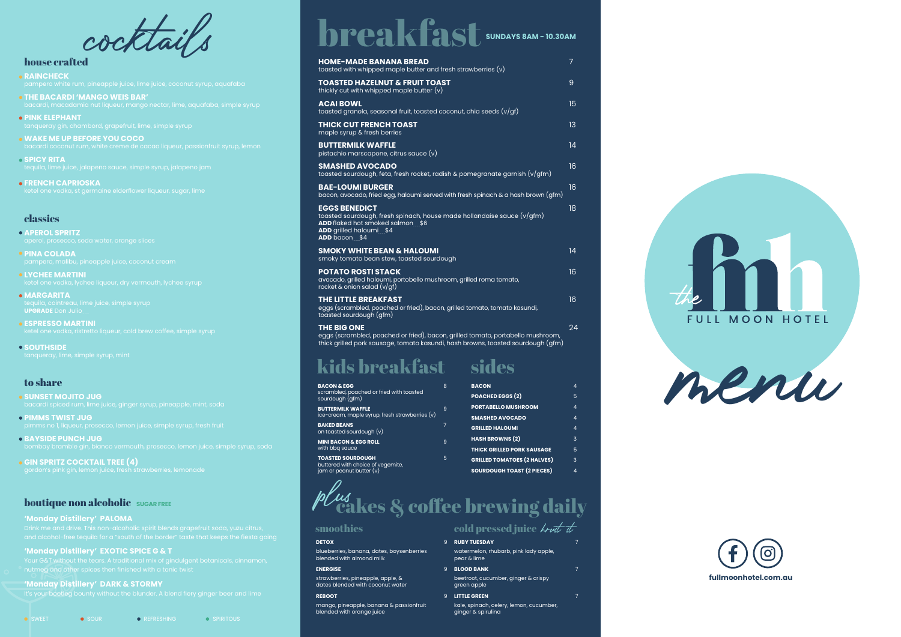# cocktails

## house crafted

- **RAINCHECK**
  pampero white rum, pineapple juice, lime juice, coconut syrup, aquafaba
- **THE BACARDI 'MANGO WEIS BAR'**
  bacardi, macadamia nut liqueur, mango nectar, lime, aquafaba, simple syrup
- **PINK ELEPHANT**
  tanqueray gin, chambord, grapefruit, lime, simple syrup
- **WAKE ME UP BEFORE YOU COCO**
  bacardi coconut rum, white creme de cacao liqueur, passionfruit syrup, lemon
- **SPICY RITA**
  tequila, lime juice, jalapeno sauce, simple syrup, jalapeno jam
- **FRENCH CAPRIOSKA**
  ketel one vodka, st germaine elderflower liqueur, sugar, lime

## classics

- **APEROL SPRITZ**
  aperol, prosecco, soda water, orange slices
- **PINA COLADA**
  pampero, malibu, pineapple juice, coconut cream
- **LYCHEE MARTINI**
  ketel one vodka, lychee liqueur, dry vermouth, lychee syrup
- **MARGARITA**
  tequila, cointreau, lime juice, simple syrup
  **UPGRADE** Don Julio
- **ESPRESSO MARTINI**
  ketel one vodka, ristretto liqueur, cold brew coffee, simple syrup
- **SOUTHSIDE**
  tanqueray, lime, simple syrup, mint

## to share

- **SUNSET MOJITO JUG**
  bacardi spiced rum, lime juice, ginger syrup, pineapple, mint, soda
- **PIMMS TWIST JUG**
  pimms no 1, liqueur, prosecco, lemon juice, simple syrup, fresh fruit
- **BAYSIDE PUNCH JUG**
  bombay bramble gin, bianco vermouth, prosecco, lemon juice, simple syrup, soda
- **GIN SPRITZ COCKTAIL TREE (4)**
  gordon's pink gin, lemon juice, fresh strawberries, lemonade

## boutique non alcoholic SUGAR FREE

**'Monday Distillery' PALOMA**
Drink me and drive. This non-alcoholic spirit blends grapefruit soda, yuzu citrus, and alcohol-free tequila for a "south of the border" taste that keeps the fiesta going

**'Monday Distillery' EXOTIC SPICE G & T**
Your G&T without the tears. A traditional mix of gindulgent botanicals, cinnamon, nutmeg and other spices then finished with a tonic twist

**'Monday Distillery' DARK & STORMY**
It's your bootleg bounty without the blunder. A blend fiery ginger beer and lime

SWEET · SOUR · REFRESHING · SPIRITOUS

# breakfast SUNDAYS 8AM - 10.30AM

| Item | Price |
|---|---|
| **HOME-MADE BANANA BREAD**<br>toasted with whipped maple butter and fresh strawberries (v) | 7 |
| **TOASTED HAZELNUT & FRUIT TOAST**<br>thickly cut with whipped maple butter (v) | 9 |
| **ACAI BOWL**<br>toasted granola, seasonal fruit, toasted coconut, chia seeds (v/gf) | 15 |
| **THICK CUT FRENCH TOAST**<br>maple syrup & fresh berries | 13 |
| **BUTTERMILK WAFFLE**<br>pistachio marscapone, citrus sauce (v) | 14 |
| **SMASHED AVOCADO**<br>toasted sourdough, feta, fresh rocket, radish & pomegranate garnish (v/gfm) | 16 |
| **BAE-LOUMI BURGER**<br>bacon, avocado, fried egg, haloumi served with fresh spinach & a hash brown (gfm) | 16 |
| **EGGS BENEDICT**<br>toasted sourdough, fresh spinach, house made hollandaise sauce (v/gfm)<br>**ADD** flaked hot smoked salmon $6<br>**ADD** grilled haloumi $4<br>**ADD** bacon $4 | 18 |
| **SMOKY WHITE BEAN & HALOUMI**<br>smoky tomato bean stew, toasted sourdough | 14 |
| **POTATO ROSTI STACK**<br>avocado, grilled haloumi, portobello mushroom, grilled roma tomato, rocket & onion salad (v/gf) | 16 |
| **THE LITTLE BREAKFAST**<br>eggs (scrambled, poached or fried), bacon, grilled tomato, tomato kasundi, toasted sourdough (gfm) | 16 |
| **THE BIG ONE**<br>eggs (scrambled, poached or fried), bacon, grilled tomato, portabello mushroom, thick grilled pork sausage, tomato kasundi, hash browns, toasted sourdough (gfm) | 24 |

## kids breakfast

| Item | Price |
|---|---|
| **BACON & EGG**<br>scrambled, poached or fried with toasted sourdough (gfm) | 8 |
| **BUTTERMILK WAFFLE**<br>ice-cream, maple syrup, fresh strawberries (v) | 9 |
| **BAKED BEANS**<br>on toasted sourdough (v) | 7 |
| **MINI BACON & EGG ROLL**<br>with bbq sauce | 9 |
| **TOASTED SOURDOUGH**<br>buttered with choice of vegemite, jam or peanut butter (v) | 5 |

## sides

| Item | Price |
|---|---|
| **BACON** | 4 |
| **POACHED EGGS (2)** | 5 |
| **PORTABELLO MUSHROOM** | 4 |
| **SMASHED AVOCADO** | 4 |
| **GRILLED HALOUMI** | 4 |
| **HASH BROWNS (2)** | 3 |
| **THICK GRILLED PORK SAUSAGE** | 5 |
| **GRILLED TOMATOES (2 HALVES)** | 3 |
| **SOURDOUGH TOAST (2 PIECES)** | 4 |

## plus cakes & coffee brewing daily

### smoothies

| Item | Price |
|---|---|
| **DETOX**<br>blueberries, banana, dates, boysenberries blended with almond milk | 9 |
| **ENERGISE**<br>strawberries, pineapple, apple, & dates blended with coconut water | 9 |
| **REBOOT**<br>mango, pineapple, banana & passionfruit blended with orange juice | 9 |

### cold pressed juice *trust it*

| Item | Price |
|---|---|
| **RUBY TUESDAY**<br>watermelon, rhubarb, pink lady apple, pear & lime | 7 |
| **BLOOD BANK**<br>beetroot, cucumber, ginger & crispy green apple | 7 |
| **LITTLE GREEN**<br>kale, spinach, celery, lemon, cucumber, ginger & spirulina | 7 |

# the fmh FULL MOON HOTEL

# menu

fullmoonhotel.com.au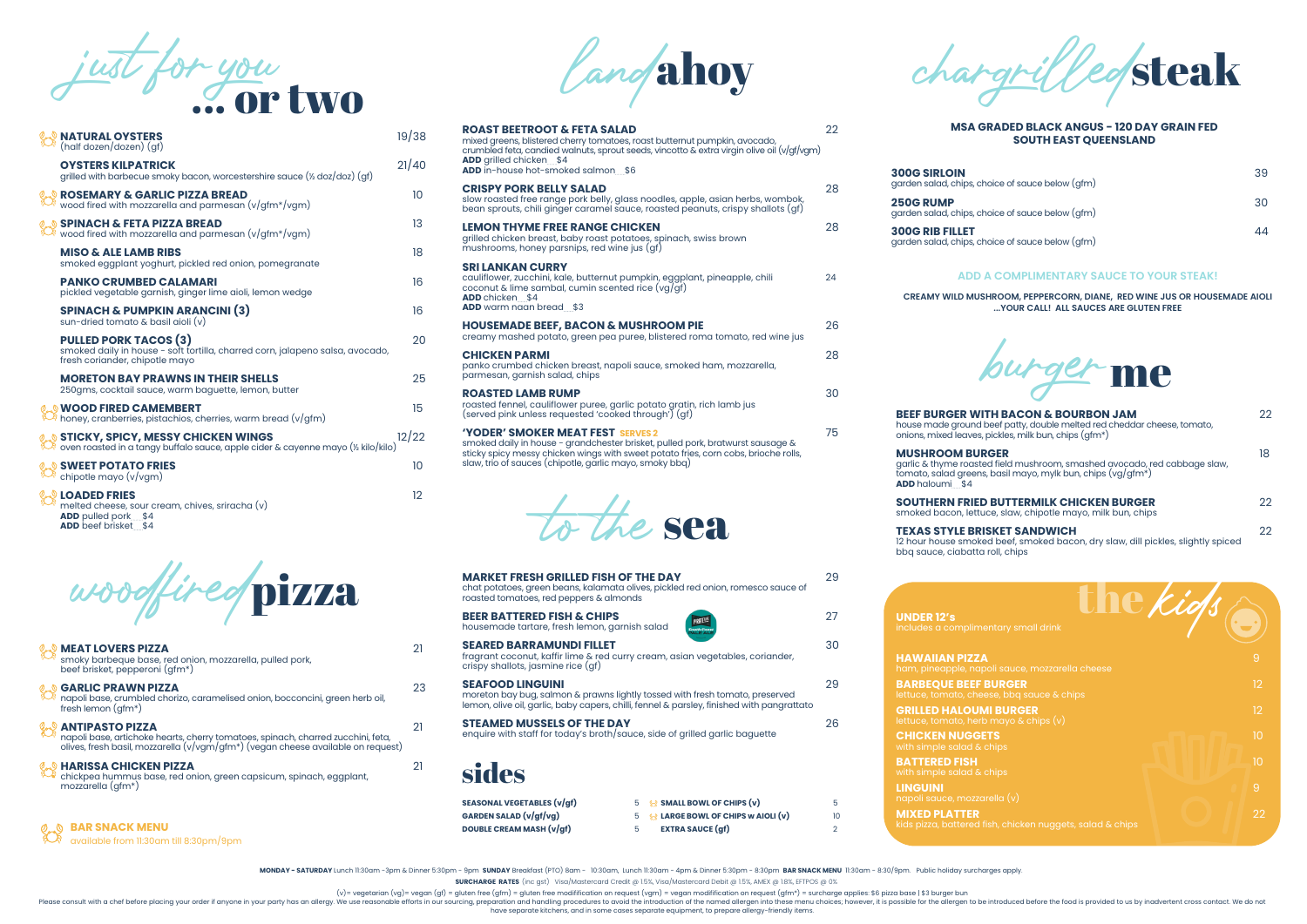# just for you ... or two

- **NATURAL OYSTERS** (half dozen/dozen) (gf) — 19/38
- **OYSTERS KILPATRICK** grilled with barbecue smoky bacon, worcestershire sauce (½ doz/doz) (gf) — 21/40
- **ROSEMARY & GARLIC PIZZA BREAD** wood fired with mozzarella and parmesan (v/gfm*/vgm) — 10
- **SPINACH & FETA PIZZA BREAD** wood fired with mozzarella and parmesan (v/gfm*/vgm) — 13
- **MISO & ALE LAMB RIBS** smoked eggplant yoghurt, pickled red onion, pomegranate — 18
- **PANKO CRUMBED CALAMARI** pickled vegetable garnish, ginger lime aioli, lemon wedge — 16
- **SPINACH & PUMPKIN ARANCINI (3)** sun-dried tomato & basil aioli (v) — 16
- **PULLED PORK TACOS (3)** smoked daily in house - soft tortilla, charred corn, jalapeno salsa, avocado, fresh coriander, chipotle mayo — 20
- **MORETON BAY PRAWNS IN THEIR SHELLS** 250gms, cocktail sauce, warm baguette, lemon, butter — 25
- **WOOD FIRED CAMEMBERT** honey, cranberries, pistachios, cherries, warm bread (v/gfm) — 15
- **STICKY, SPICY, MESSY CHICKEN WINGS** oven roasted in a tangy buffalo sauce, apple cider & cayenne mayo (½ kilo/kilo) — 12/22
- **SWEET POTATO FRIES** chipotle mayo (v/vgm) — 10
- **LOADED FRIES** melted cheese, sour cream, chives, sriracha (v) — 12
  - **ADD** pulled pork $4
  - **ADD** beef brisket $4

# woodfired pizza

- **MEAT LOVERS PIZZA** smoky barbeque base, red onion, mozzarella, pulled pork, beef brisket, pepperoni (gfm*) — 21
- **GARLIC PRAWN PIZZA** napoli base, crumbled chorizo, caramelised onion, bocconcini, green herb oil, fresh lemon (gfm*) — 23
- **ANTIPASTO PIZZA** napoli base, artichoke hearts, cherry tomatoes, spinach, charred zucchini, feta, olives, fresh basil, mozzarella (v/vgm/gfm*) (vegan cheese available on request) — 21
- **HARISSA CHICKEN PIZZA** chickpea hummus base, red onion, green capsicum, spinach, eggplant, mozzarella (gfm*) — 21

**BAR SNACK MENU**
available from 11:30am till 8:30pm/9pm

# land ahoy

- **ROAST BEETROOT & FETA SALAD** mixed greens, blistered cherry tomatoes, roast butternut pumpkin, avocado, crumbled feta, candied walnuts, sprout seeds, vincotto & extra virgin olive oil (v/gf/vgm) — 22
  - **ADD** grilled chicken $4
  - **ADD** in-house hot-smoked salmon $6
- **CRISPY PORK BELLY SALAD** slow roasted free range pork belly, glass noodles, apple, asian herbs, wombok, bean sprouts, chili ginger caramel sauce, roasted peanuts, crispy shallots (gf) — 28
- **LEMON THYME FREE RANGE CHICKEN** grilled chicken breast, baby roast potatoes, spinach, swiss brown mushrooms, honey parsnips, red wine jus (gf) — 28
- **SRI LANKAN CURRY** cauliflower, zucchini, kale, butternut pumpkin, eggplant, pineapple, chili coconut & lime sambal, cumin scented rice (vg/gf) — 24
  - **ADD** chicken $4
  - **ADD** warm naan bread $3
- **HOUSEMADE BEEF, BACON & MUSHROOM PIE** creamy mashed potato, green pea puree, blistered roma tomato, red wine jus — 26
- **CHICKEN PARMI** panko crumbed chicken breast, napoli sauce, smoked ham, mozzarella, parmesan, garnish salad, chips — 28
- **ROASTED LAMB RUMP** roasted fennel, cauliflower puree, garlic potato gratin, rich lamb jus (served pink unless requested 'cooked through') (gf) — 30
- **'YODER' SMOKER MEAT FEST** SERVES 2 smoked daily in house - grandchester brisket, pulled pork, bratwurst sausage & sticky spicy messy chicken wings with sweet potato fries, corn cobs, brioche rolls, slaw, trio of sauces (chipotle, garlic mayo, smoky bbq) — 75

# to the sea

- **MARKET FRESH GRILLED FISH OF THE DAY** chat potatoes, green beans, kalamata olives, pickled red onion, romesco sauce of roasted tomatoes, red peppers & almonds — 29
- **BEER BATTERED FISH & CHIPS** housemade tartare, fresh lemon, garnish salad — 27
- **SEARED BARRAMUNDI FILLET** fragrant coconut, kaffir lime & red curry cream, asian vegetables, coriander, crispy shallots, jasmine rice (gf) — 30
- **SEAFOOD LINGUINI** moreton bay bug, salmon & prawns lightly tossed with fresh tomato, preserved lemon, olive oil, garlic, baby capers, chilli, fennel & parsley, finished with pangrattato — 29
- **STEAMED MUSSELS OF THE DAY** enquire with staff for today's broth/sauce, side of grilled garlic baguette — 26

# sides

| | | | |
|---|---|---|---|
| SEASONAL VEGETABLES (v/gf) | 5 | SMALL BOWL OF CHIPS (v) | 5 |
| GARDEN SALAD (v/gf/vg) | 5 | LARGE BOWL OF CHIPS w AIOLI (v) | 10 |
| DOUBLE CREAM MASH (v/gf) | 5 | EXTRA SAUCE (gf) | 2 |

# chargrilled steak

**MSA GRADED BLACK ANGUS - 120 DAY GRAIN FED SOUTH EAST QUEENSLAND**

- **300G SIRLOIN** garden salad, chips, choice of sauce below (gfm) — 39
- **250G RUMP** garden salad, chips, choice of sauce below (gfm) — 30
- **300G RIB FILLET** garden salad, chips, choice of sauce below (gfm) — 44

**ADD A COMPLIMENTARY SAUCE TO YOUR STEAK!**

CREAMY WILD MUSHROOM, PEPPERCORN, DIANE, RED WINE JUS OR HOUSEMADE AIOLI ...YOUR CALL! ALL SAUCES ARE GLUTEN FREE

# burger me

- **BEEF BURGER WITH BACON & BOURBON JAM** house made ground beef patty, double melted red cheddar cheese, tomato, onions, mixed leaves, pickles, milk bun, chips (gfm*) — 22
- **MUSHROOM BURGER** garlic & thyme roasted field mushroom, smashed avocado, red cabbage slaw, tomato, salad greens, basil mayo, mylk bun, chips (vg/gfm*) — 18
  - **ADD** haloumi $4
- **SOUTHERN FRIED BUTTERMILK CHICKEN BURGER** smoked bacon, lettuce, slaw, chipotle mayo, milk bun, chips — 22
- **TEXAS STYLE BRISKET SANDWICH** 12 hour house smoked beef, smoked bacon, dry slaw, dill pickles, slightly spiced bbq sauce, ciabatta roll, chips — 22

# the kids

**UNDER 12's**
includes a complimentary small drink

- **HAWAIIAN PIZZA** ham, pineapple, napoli sauce, mozzarella cheese — 9
- **BARBEQUE BEEF BURGER** lettuce, tomato, cheese, bbq sauce & chips — 12
- **GRILLED HALOUMI BURGER** lettuce, tomato, herb mayo & chips (v) — 12
- **CHICKEN NUGGETS** with simple salad & chips — 10
- **BATTERED FISH** with simple salad & chips — 10
- **LINGUINI** napoli sauce, mozzarella (v) — 9
- **MIXED PLATTER** kids pizza, battered fish, chicken nuggets, salad & chips — 22

**MONDAY - SATURDAY** Lunch 11:30am -3pm & Dinner 5:30pm - 9pm **SUNDAY** Breakfast (PTO) 8am - 10:30am, Lunch 11:30am - 4pm & Dinner 5:30pm - 8:30pm **BAR SNACK MENU** 11:30am - 8:30/9pm. Public holiday surcharges apply.

**SURCHARGE RATES** (inc gst) Visa/Mastercard Credit @ 1.5%, Visa/Mastercard Debit @ 1.5%, AMEX @ 1.8%, EFTPOS @ 0%

(v)= vegetarian (vg)= vegan (gf) = gluten free (gfm) = gluten free modification on request (vgm) = vegan modification on request (gfm*) = surcharge applies: $6 pizza base | $3 burger bun

Please consult with a chef before placing your order if anyone in your party has an allergy. We use reasonable efforts in our sourcing, preparation and handling procedures to avoid the introduction of the named allergen into these menu choices; however, it is possible for the allergen to be introduced before the food is provided to us by inadvertent cross contact. We do not have separate kitchens, and in some cases separate equipment, to prepare allergy-friendly items.